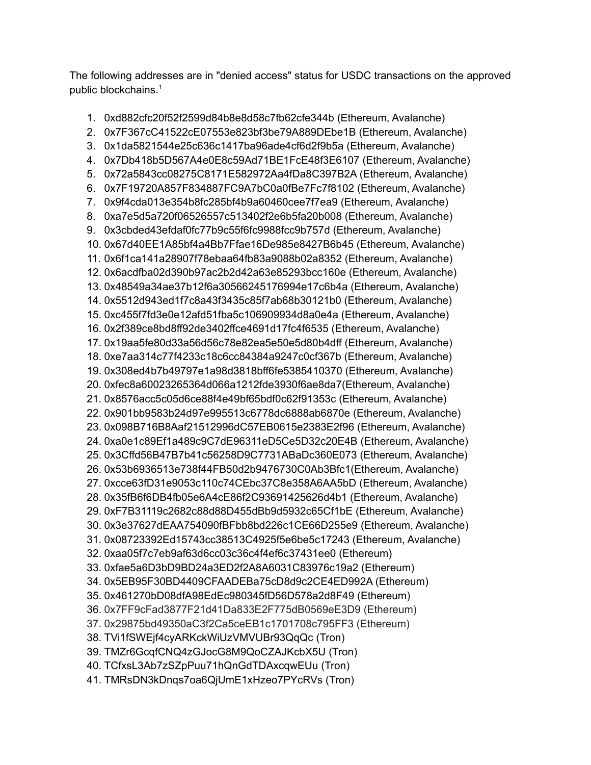The following addresses are in "denied access" status for USDC transactions on the approved public blockchains.[1]

1. 0xd882cfc20f52f2599d84b8e8d58c7fb62cfe344b (Ethereum, Avalanche)
2. 0x7F367cC41522cE07553e823bf3be79A889DEbe1B (Ethereum, Avalanche)
3. 0x1da5821544e25c636c1417ba96ade4cf6d2f9b5a (Ethereum, Avalanche)
4. 0x7Db418b5D567A4e0E8c59Ad71BE1FcE48f3E6107 (Ethereum, Avalanche)
5. 0x72a5843cc08275C8171E582972Aa4fDa8C397B2A (Ethereum, Avalanche)
6. 0x7F19720A857F834887FC9A7bC0a0fBe7Fc7f8102 (Ethereum, Avalanche)
7. 0x9f4cda013e354b8fc285bf4b9a60460cee7f7ea9 (Ethereum, Avalanche)
8. 0xa7e5d5a720f06526557c513402f2e6b5fa20b008 (Ethereum, Avalanche)
9. 0x3cbded43efdaf0fc77b9c55f6fc9988fcc9b757d (Ethereum, Avalanche)
10. 0x67d40EE1A85bf4a4Bb7Ffae16De985e8427B6b45 (Ethereum, Avalanche)
11. 0x6f1ca141a28907f78ebaa64fb83a9088b02a8352 (Ethereum, Avalanche)
12. 0x6acdfba02d390b97ac2b2d42a63e85293bcc160e (Ethereum, Avalanche)
13. 0x48549a34ae37b12f6a30566245176994e17c6b4a (Ethereum, Avalanche)
14. 0x5512d943ed1f7c8a43f3435c85f7ab68b30121b0 (Ethereum, Avalanche)
15. 0xc455f7fd3e0e12afd51fba5c106909934d8a0e4a (Ethereum, Avalanche)
16. 0x2f389ce8bd8ff92de3402ffce4691d17fc4f6535 (Ethereum, Avalanche)
17. 0x19aa5fe80d33a56d56c78e82ea5e50e5d80b4dff (Ethereum, Avalanche)
18. 0xe7aa314c77f4233c18c6cc84384a9247c0cf367b (Ethereum, Avalanche)
19. 0x308ed4b7b49797e1a98d3818bff6fe5385410370 (Ethereum, Avalanche)
20. 0xfec8a60023265364d066a1212fde3930f6ae8da7(Ethereum, Avalanche)
21. 0x8576acc5c05d6ce88f4e49bf65bdf0c62f91353c (Ethereum, Avalanche)
22. 0x901bb9583b24d97e995513c6778dc6888ab6870e (Ethereum, Avalanche)
23. 0x098B716B8Aaf21512996dC57EB0615e2383E2f96 (Ethereum, Avalanche)
24. 0xa0e1c89Ef1a489c9C7dE96311eD5Ce5D32c20E4B (Ethereum, Avalanche)
25. 0x3Cffd56B47B7b41c56258D9C7731ABaDc360E073 (Ethereum, Avalanche)
26. 0x53b6936513e738f44FB50d2b9476730C0Ab3Bfc1(Ethereum, Avalanche)
27. 0xcce63fD31e9053c110c74CEbc37C8e358A6AA5bD (Ethereum, Avalanche)
28. 0x35fB6f6DB4fb05e6A4cE86f2C93691425626d4b1 (Ethereum, Avalanche)
29. 0xF7B31119c2682c88d88D455dBb9d5932c65Cf1bE (Ethereum, Avalanche)
30. 0x3e37627dEAA754090fBFbb8bd226c1CE66D255e9 (Ethereum, Avalanche)
31. 0x08723392Ed15743cc38513C4925f5e6be5c17243 (Ethereum, Avalanche)
32. 0xaa05f7c7eb9af63d6cc03c36c4f4ef6c37431ee0 (Ethereum)
33. 0xfae5a6D3bD9BD24a3ED2f2A8A6031C83976c19a2 (Ethereum)
34. 0x5EB95F30BD4409CFAADEBa75cD8d9c2CE4ED992A (Ethereum)
35. 0x461270bD08dfA98EdEc980345fD56D578a2d8F49 (Ethereum)
36. 0x7FF9cFad3877F21d41Da833E2F775dB0569eE3D9 (Ethereum)
37. 0x29875bd49350aC3f2Ca5ceEB1c1701708c795FF3 (Ethereum)
38. TVi1fSWEjf4cyARKckWiUzVMVUBr93QqQc (Tron)
39. TMZr6GcqfCNQ4zGJocG8M9QoCZAJKcbX5U (Tron)
40. TCfxsL3Ab7zSZpPuu71hQnGdTDAxcqwEUu (Tron)
41. TMRsDN3kDnqs7oa6QjUmE1xHzeo7PYcRVs (Tron)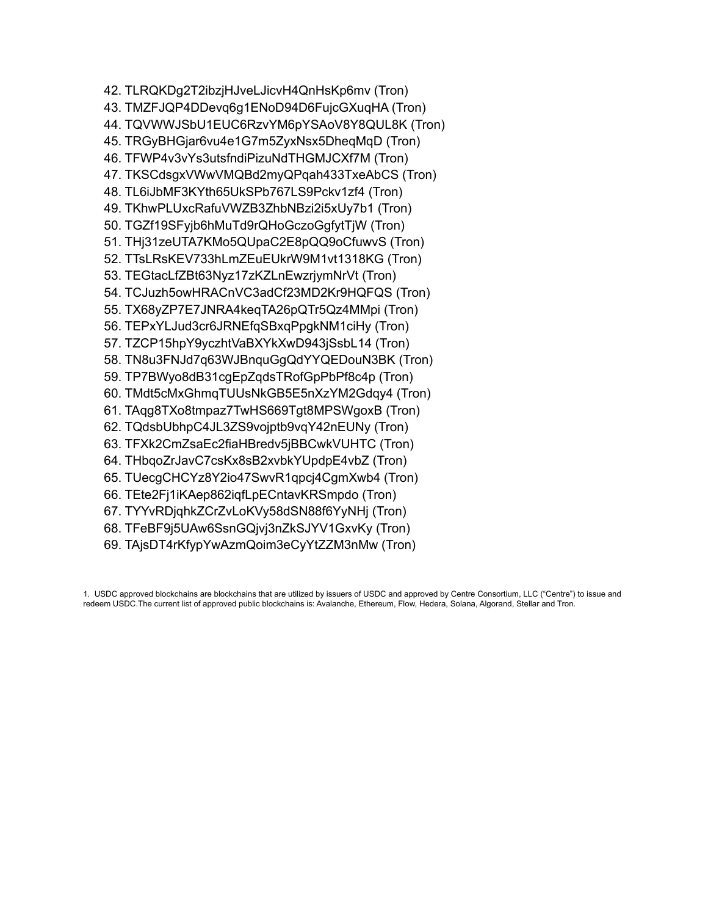42. TLRQKDg2T2ibzjHJveLJicvH4QnHsKp6mv (Tron)
43. TMZFJQP4DDevq6g1ENoD94D6FujcGXuqHA (Tron)
44. TQVWWJSbU1EUC6RzvYM6pYSAoV8Y8QUL8K (Tron)
45. TRGyBHGjar6vu4e1G7m5ZyxNsx5DheqMqD (Tron)
46. TFWP4v3vYs3utsfndiPizuNdTHGMJCXf7M (Tron)
47. TKSCdsgxVWwVMQBd2myQPqah433TxeAbCS (Tron)
48. TL6iJbMF3KYth65UkSPb767LS9Pckv1zf4 (Tron)
49. TKhwPLUxcRafuVWZB3ZhbNBzi2i5xUy7b1 (Tron)
50. TGZf19SFyjb6hMuTd9rQHoGczoGgfytTjW (Tron)
51. THj31zeUTA7KMo5QUpaC2E8pQQ9oCfuwvS (Tron)
52. TTsLRsKEV733hLmZEuEUkrW9M1vt1318KG (Tron)
53. TEGtacLfZBt63Nyz17zKZLnEwzrjymNrVt (Tron)
54. TCJuzh5owHRACnVC3adCf23MD2Kr9HQFQS (Tron)
55. TX68yZP7E7JNRA4keqTA26pQTr5Qz4MMpi (Tron)
56. TEPxYLJud3cr6JRNEfqSBxqPpgkNM1ciHy (Tron)
57. TZCP15hpY9yczhtVaBXYkXwD943jSsbL14 (Tron)
58. TN8u3FNJd7q63WJBnquGgQdYYQEDouN3BK (Tron)
59. TP7BWyo8dB31cgEpZqdsTRofGpPbPf8c4p (Tron)
60. TMdt5cMxGhmqTUUsNkGB5E5nXzYM2Gdqy4 (Tron)
61. TAqg8TXo8tmpaz7TwHS669Tgt8MPSWgoxB (Tron)
62. TQdsbUbhpC4JL3ZS9vojptb9vqY42nEUNy (Tron)
63. TFXk2CmZsaEc2fiaHBredv5jBBCwkVUHTC (Tron)
64. THbqoZrJavC7csKx8sB2xvbkYUpdpE4vbZ (Tron)
65. TUecgCHCYz8Y2io47SwvR1qpcj4CgmXwb4 (Tron)
66. TEte2Fj1iKAep862iqfLpECntavKRSmpdo (Tron)
67. TYYvRDjqhkZCrZvLoKVy58dSN88f6YyNHj (Tron)
68. TFeBF9j5UAw6SsnGQjvj3nZkSJYV1GxvKy (Tron)
69. TAjsDT4rKfypYwAzmQoim3eCyYtZZM3nMw (Tron)

1. USDC approved blockchains are blockchains that are utilized by issuers of USDC and approved by Centre Consortium, LLC ("Centre") to issue and redeem USDC.The current list of approved public blockchains is: Avalanche, Ethereum, Flow, Hedera, Solana, Algorand, Stellar and Tron.